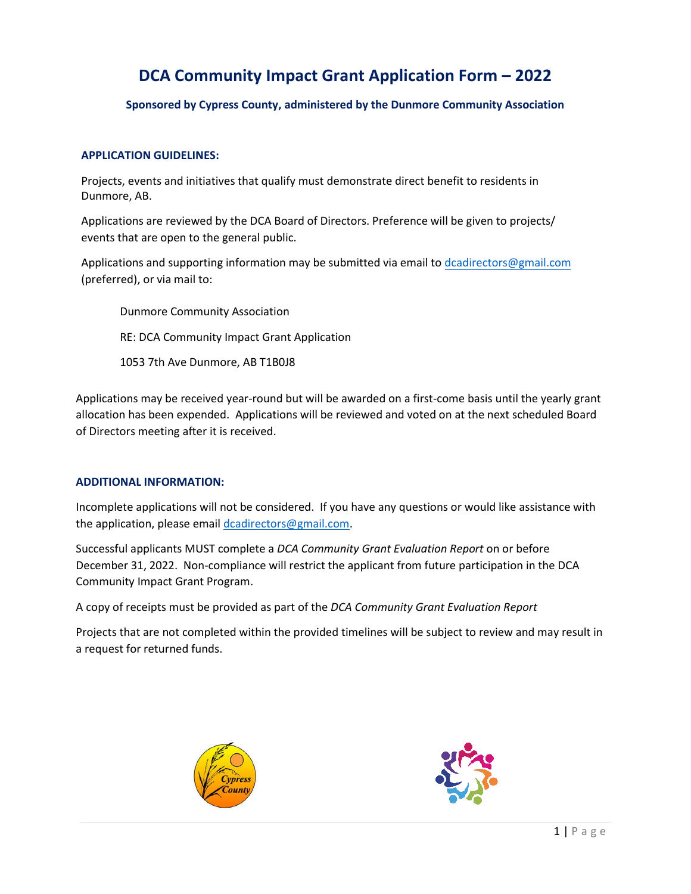# DCA Community Impact Grant Application Form – 2022

**Sponsored by Cypress County, administered by the Dunmore Community Association**

## APPLICATION GUIDELINES:

Projects, events and initiatives that qualify must demonstrate direct benefit to residents in Dunmore, AB.

Applications are reviewed by the DCA Board of Directors. Preference will be given to projects/ events that are open to the general public.

Applications and supporting information may be submitted via email to dcadirectors@gmail.com (preferred), or via mail to:

Dunmore Community Association

RE: DCA Community Impact Grant Application

1053 7th Ave Dunmore, AB T1B0J8

Applications may be received year-round but will be awarded on a first-come basis until the yearly grant allocation has been expended. Applications will be reviewed and voted on at the next scheduled Board of Directors meeting after it is received.

## ADDITIONAL INFORMATION:

Incomplete applications will not be considered. If you have any questions or would like assistance with the application, please email dcadirectors@gmail.com.

Successful applicants MUST complete a *DCA Community Grant Evaluation Report* on or before December 31, 2022. Non-compliance will restrict the applicant from future participation in the DCA Community Impact Grant Program.

A copy of receipts must be provided as part of the *DCA Community Grant Evaluation Report*

Projects that are not completed within the provided timelines will be subject to review and may result in a request for returned funds.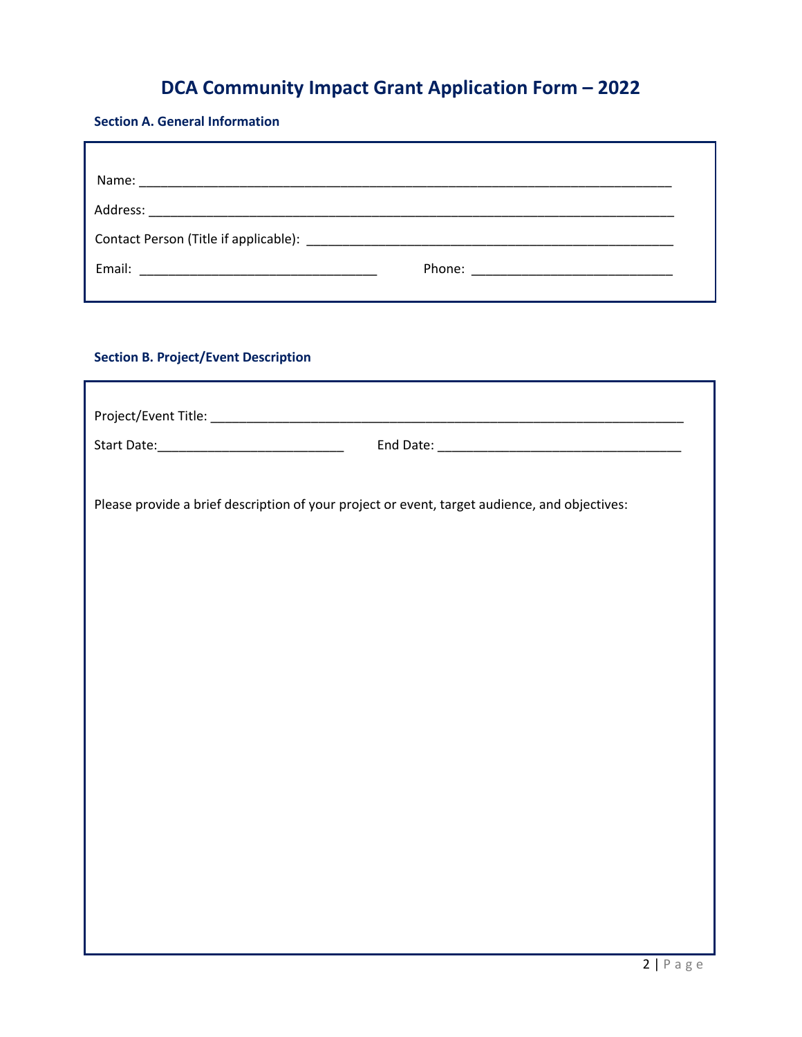# DCA Community Impact Grant Application Form – 2022

### Section A. General Information

Name: ______________________________________________________________________________

Address: ____________________________________________________________________________

Contact Person (Title if applicable): ______________________________________________________

Email: _________________________________ Phone: ___________________________

### Section B. Project/Event Description

Project/Event Title: ___________________________________________________________________

Start Date:__________________________ End Date: __________________________________

Please provide a brief description of your project or event, target audience, and objectives: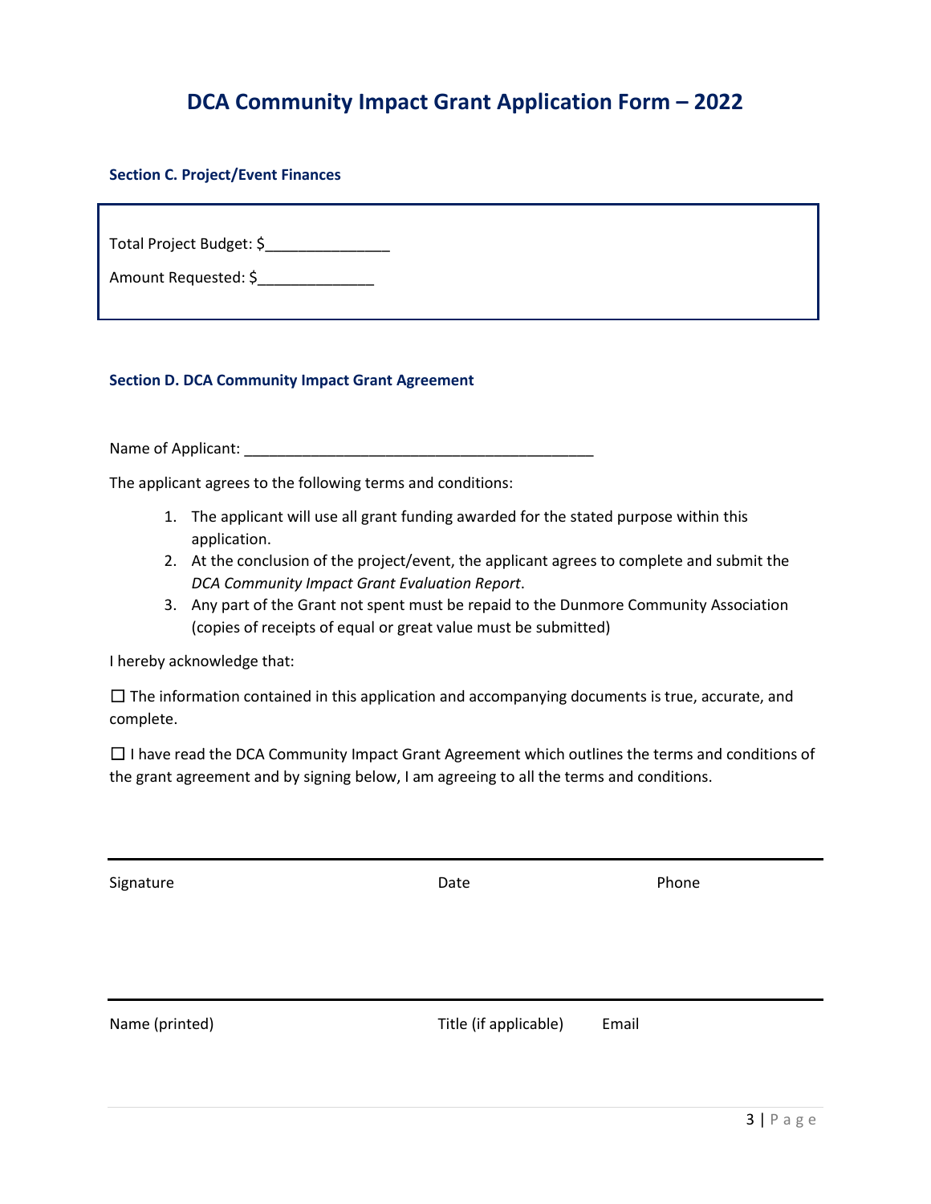# DCA Community Impact Grant Application Form – 2022

### Section C. Project/Event Finances

Total Project Budget: $_______________

Amount Requested: $______________

### Section D. DCA Community Impact Grant Agreement

Name of Applicant: ___________________________________________

The applicant agrees to the following terms and conditions:

1. The applicant will use all grant funding awarded for the stated purpose within this application.
2. At the conclusion of the project/event, the applicant agrees to complete and submit the *DCA Community Impact Grant Evaluation Report*.
3. Any part of the Grant not spent must be repaid to the Dunmore Community Association (copies of receipts of equal or great value must be submitted)

I hereby acknowledge that:

☐ The information contained in this application and accompanying documents is true, accurate, and complete.

☐ I have read the DCA Community Impact Grant Agreement which outlines the terms and conditions of the grant agreement and by signing below, I am agreeing to all the terms and conditions.

| Signature | Date | Phone |
|---|---|---|
| | | |

| Name (printed) | Title (if applicable) | Email |
|---|---|---|
| | | |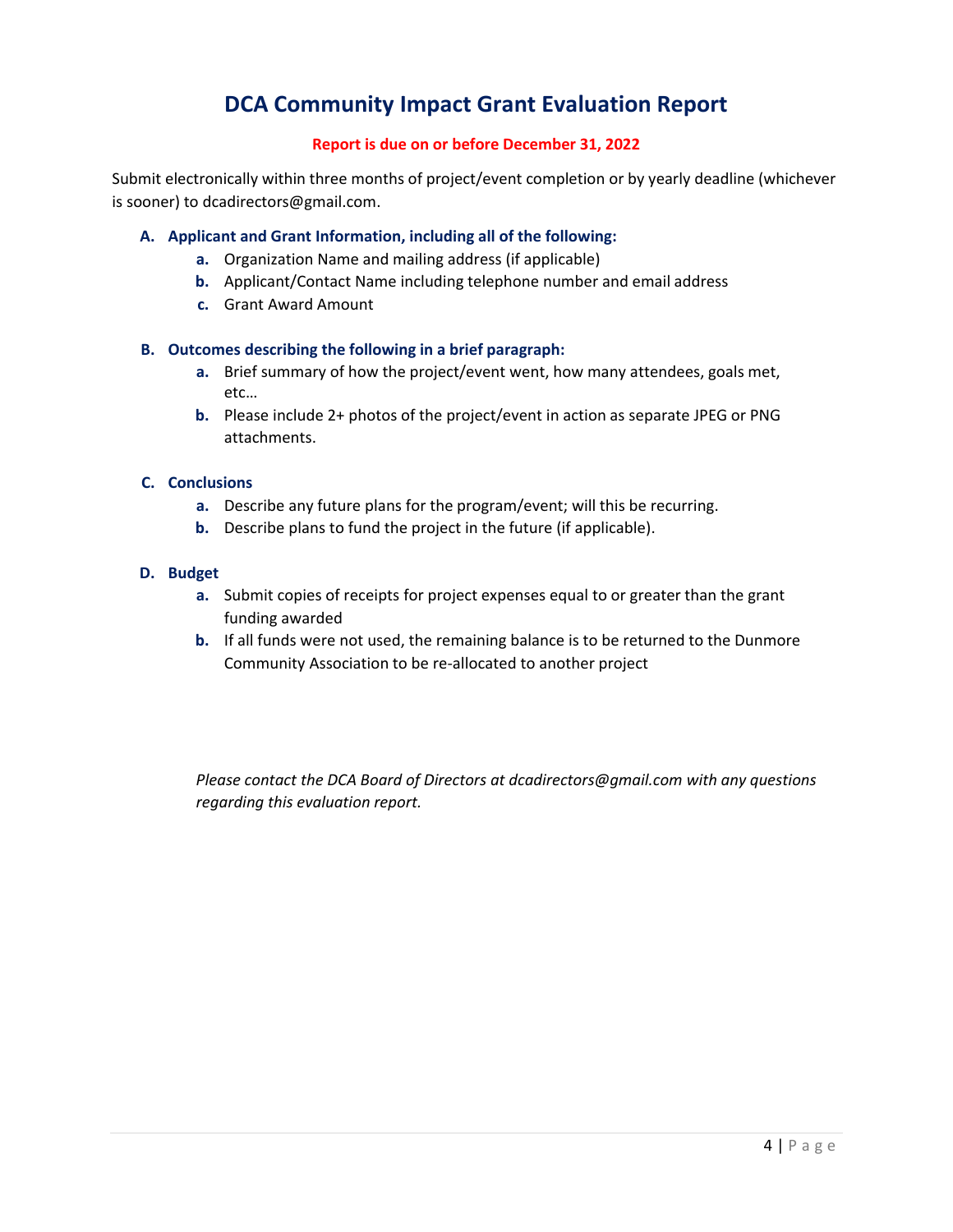# DCA Community Impact Grant Evaluation Report

**Report is due on or before December 31, 2022**

Submit electronically within three months of project/event completion or by yearly deadline (whichever is sooner) to dcadirectors@gmail.com.

**A. Applicant and Grant Information, including all of the following:**

- **a.** Organization Name and mailing address (if applicable)
- **b.** Applicant/Contact Name including telephone number and email address
- **c.** Grant Award Amount

**B. Outcomes describing the following in a brief paragraph:**

- **a.** Brief summary of how the project/event went, how many attendees, goals met, etc…
- **b.** Please include 2+ photos of the project/event in action as separate JPEG or PNG attachments.

**C. Conclusions**

- **a.** Describe any future plans for the program/event; will this be recurring.
- **b.** Describe plans to fund the project in the future (if applicable).

**D. Budget**

- **a.** Submit copies of receipts for project expenses equal to or greater than the grant funding awarded
- **b.** If all funds were not used, the remaining balance is to be returned to the Dunmore Community Association to be re-allocated to another project

*Please contact the DCA Board of Directors at dcadirectors@gmail.com with any questions regarding this evaluation report.*